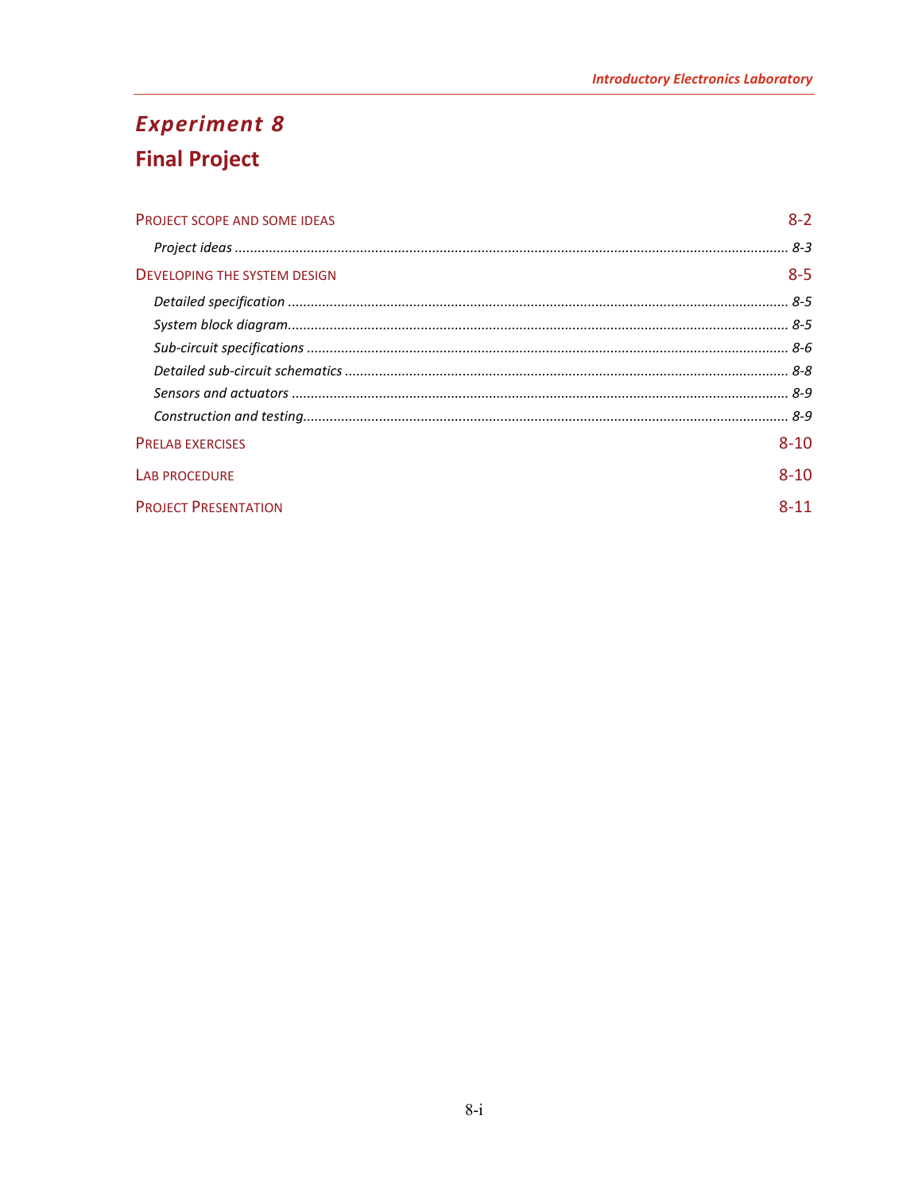# *Experiment 8*

## Final Project

| | |
|---|---|
| PROJECT SCOPE AND SOME IDEAS | 8-2 |
| *Project ideas* | *8-3* |
| DEVELOPING THE SYSTEM DESIGN | 8-5 |
| *Detailed specification* | *8-5* |
| *System block diagram* | *8-5* |
| *Sub-circuit specifications* | *8-6* |
| *Detailed sub-circuit schematics* | *8-8* |
| *Sensors and actuators* | *8-9* |
| *Construction and testing* | *8-9* |
| PRELAB EXERCISES | 8-10 |
| LAB PROCEDURE | 8-10 |
| PROJECT PRESENTATION | 8-11 |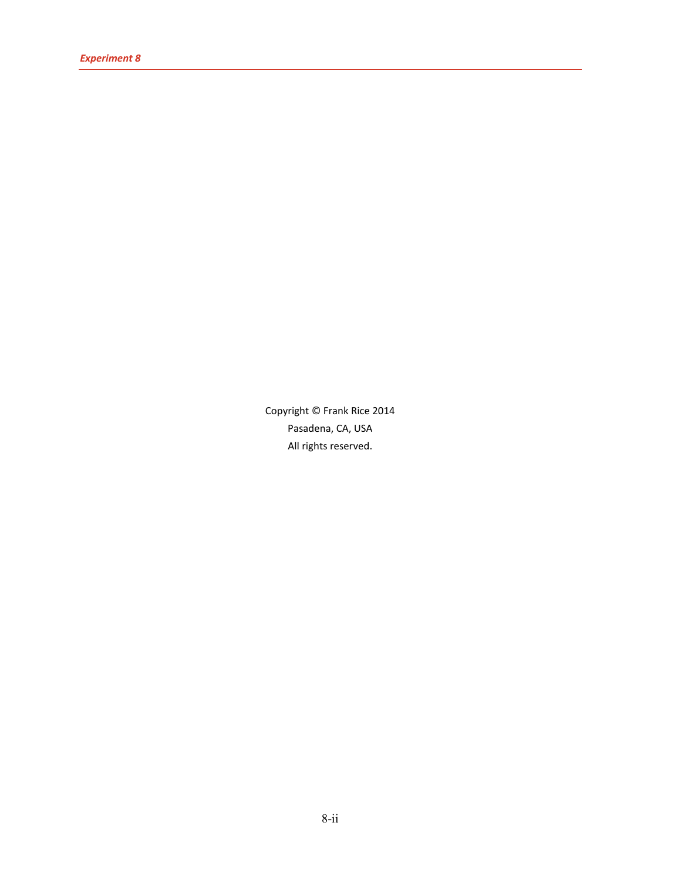Copyright © Frank Rice 2014

Pasadena, CA, USA

All rights reserved.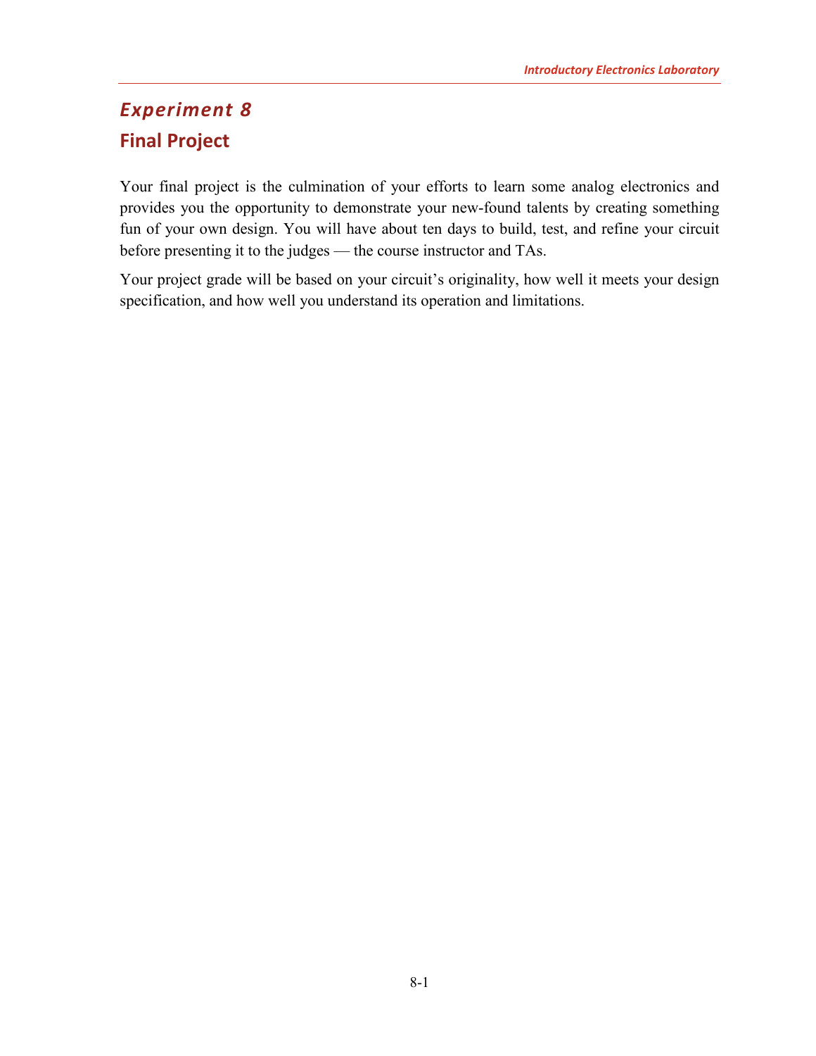# *Experiment 8*

## Final Project

Your final project is the culmination of your efforts to learn some analog electronics and provides you the opportunity to demonstrate your new-found talents by creating something fun of your own design. You will have about ten days to build, test, and refine your circuit before presenting it to the judges — the course instructor and TAs.

Your project grade will be based on your circuit's originality, how well it meets your design specification, and how well you understand its operation and limitations.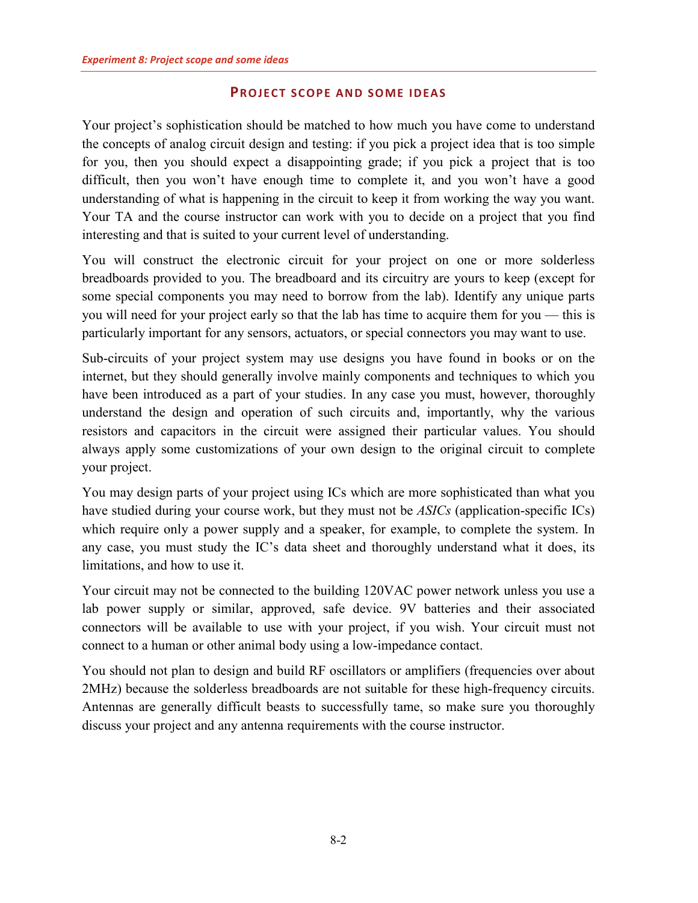## Project scope and some ideas

Your project's sophistication should be matched to how much you have come to understand the concepts of analog circuit design and testing: if you pick a project idea that is too simple for you, then you should expect a disappointing grade; if you pick a project that is too difficult, then you won't have enough time to complete it, and you won't have a good understanding of what is happening in the circuit to keep it from working the way you want. Your TA and the course instructor can work with you to decide on a project that you find interesting and that is suited to your current level of understanding.

You will construct the electronic circuit for your project on one or more solderless breadboards provided to you. The breadboard and its circuitry are yours to keep (except for some special components you may need to borrow from the lab). Identify any unique parts you will need for your project early so that the lab has time to acquire them for you — this is particularly important for any sensors, actuators, or special connectors you may want to use.

Sub-circuits of your project system may use designs you have found in books or on the internet, but they should generally involve mainly components and techniques to which you have been introduced as a part of your studies. In any case you must, however, thoroughly understand the design and operation of such circuits and, importantly, why the various resistors and capacitors in the circuit were assigned their particular values. You should always apply some customizations of your own design to the original circuit to complete your project.

You may design parts of your project using ICs which are more sophisticated than what you have studied during your course work, but they must not be *ASICs* (application-specific ICs) which require only a power supply and a speaker, for example, to complete the system. In any case, you must study the IC's data sheet and thoroughly understand what it does, its limitations, and how to use it.

Your circuit may not be connected to the building 120VAC power network unless you use a lab power supply or similar, approved, safe device. 9V batteries and their associated connectors will be available to use with your project, if you wish. Your circuit must not connect to a human or other animal body using a low-impedance contact.

You should not plan to design and build RF oscillators or amplifiers (frequencies over about 2MHz) because the solderless breadboards are not suitable for these high-frequency circuits. Antennas are generally difficult beasts to successfully tame, so make sure you thoroughly discuss your project and any antenna requirements with the course instructor.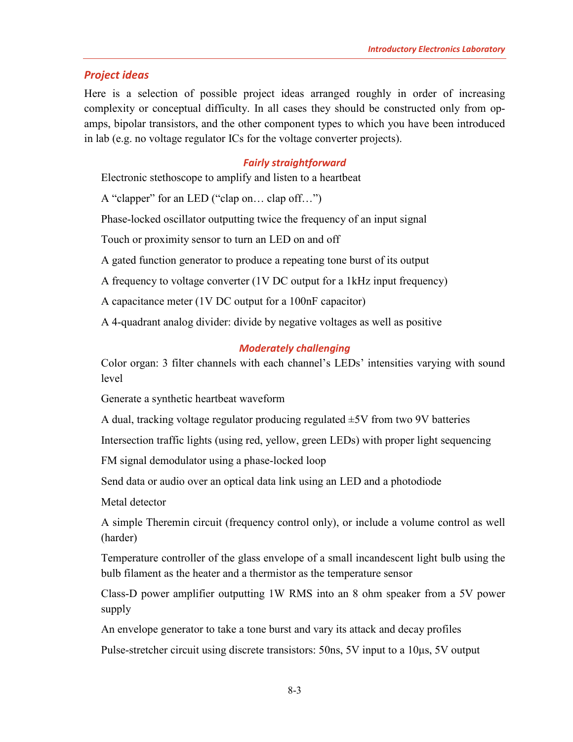## *Project ideas*

Here is a selection of possible project ideas arranged roughly in order of increasing complexity or conceptual difficulty. In all cases they should be constructed only from op-amps, bipolar transistors, and the other component types to which you have been introduced in lab (e.g. no voltage regulator ICs for the voltage converter projects).

### *Fairly straightforward*

Electronic stethoscope to amplify and listen to a heartbeat

A "clapper" for an LED ("clap on… clap off…")

Phase-locked oscillator outputting twice the frequency of an input signal

Touch or proximity sensor to turn an LED on and off

A gated function generator to produce a repeating tone burst of its output

A frequency to voltage converter (1V DC output for a 1kHz input frequency)

A capacitance meter (1V DC output for a 100nF capacitor)

A 4-quadrant analog divider: divide by negative voltages as well as positive

### *Moderately challenging*

Color organ: 3 filter channels with each channel's LEDs' intensities varying with sound level

Generate a synthetic heartbeat waveform

A dual, tracking voltage regulator producing regulated ±5V from two 9V batteries

Intersection traffic lights (using red, yellow, green LEDs) with proper light sequencing

FM signal demodulator using a phase-locked loop

Send data or audio over an optical data link using an LED and a photodiode

Metal detector

A simple Theremin circuit (frequency control only), or include a volume control as well (harder)

Temperature controller of the glass envelope of a small incandescent light bulb using the bulb filament as the heater and a thermistor as the temperature sensor

Class-D power amplifier outputting 1W RMS into an 8 ohm speaker from a 5V power supply

An envelope generator to take a tone burst and vary its attack and decay profiles

Pulse-stretcher circuit using discrete transistors: 50ns, 5V input to a 10μs, 5V output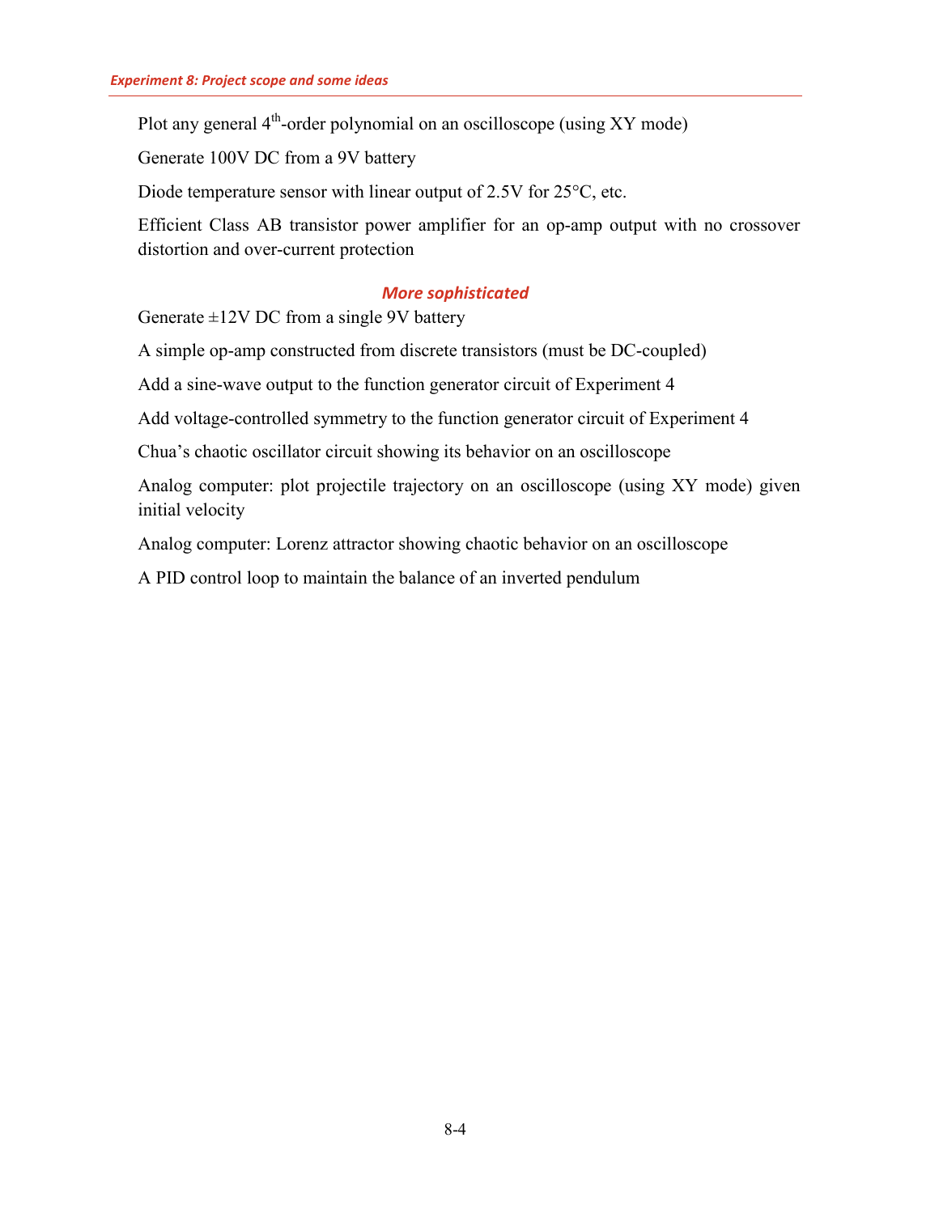Plot any general $4^{th}$-order polynomial on an oscilloscope (using XY mode)

Generate 100V DC from a 9V battery

Diode temperature sensor with linear output of 2.5V for 25°C, etc.

Efficient Class AB transistor power amplifier for an op-amp output with no crossover distortion and over-current protection

### *More sophisticated*

Generate ±12V DC from a single 9V battery

A simple op-amp constructed from discrete transistors (must be DC-coupled)

Add a sine-wave output to the function generator circuit of Experiment 4

Add voltage-controlled symmetry to the function generator circuit of Experiment 4

Chua's chaotic oscillator circuit showing its behavior on an oscilloscope

Analog computer: plot projectile trajectory on an oscilloscope (using XY mode) given initial velocity

Analog computer: Lorenz attractor showing chaotic behavior on an oscilloscope

A PID control loop to maintain the balance of an inverted pendulum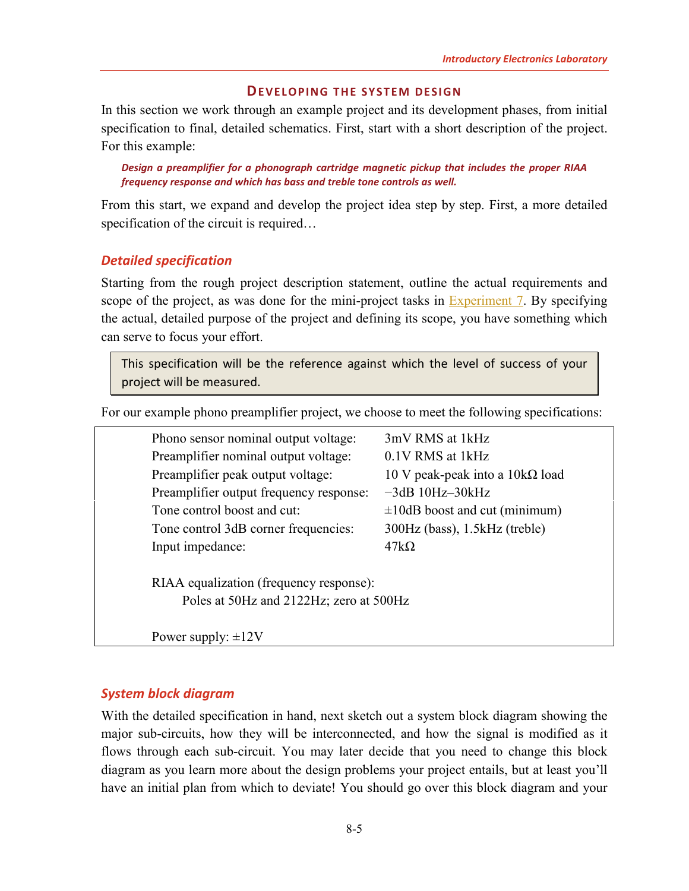## Developing the system design

In this section we work through an example project and its development phases, from initial specification to final, detailed schematics. First, start with a short description of the project. For this example:

> ***Design a preamplifier for a phonograph cartridge magnetic pickup that includes the proper RIAA frequency response and which has bass and treble tone controls as well.***

From this start, we expand and develop the project idea step by step. First, a more detailed specification of the circuit is required…

### *Detailed specification*

Starting from the rough project description statement, outline the actual requirements and scope of the project, as was done for the mini-project tasks in Experiment 7. By specifying the actual, detailed purpose of the project and defining its scope, you have something which can serve to focus your effort.

> This specification will be the reference against which the level of success of your project will be measured.

For our example phono preamplifier project, we choose to meet the following specifications:

| | |
|---|---|
| Phono sensor nominal output voltage: | 3mV RMS at 1kHz |
| Preamplifier nominal output voltage: | 0.1V RMS at 1kHz |
| Preamplifier peak output voltage: | 10 V peak-peak into a 10kΩ load |
| Preamplifier output frequency response: | −3dB 10Hz–30kHz |
| Tone control boost and cut: | ±10dB boost and cut (minimum) |
| Tone control 3dB corner frequencies: | 300Hz (bass), 1.5kHz (treble) |
| Input impedance: | 47kΩ |

RIAA equalization (frequency response):
  Poles at 50Hz and 2122Hz; zero at 500Hz

Power supply: ±12V

### *System block diagram*

With the detailed specification in hand, next sketch out a system block diagram showing the major sub-circuits, how they will be interconnected, and how the signal is modified as it flows through each sub-circuit. You may later decide that you need to change this block diagram as you learn more about the design problems your project entails, but at least you'll have an initial plan from which to deviate! You should go over this block diagram and your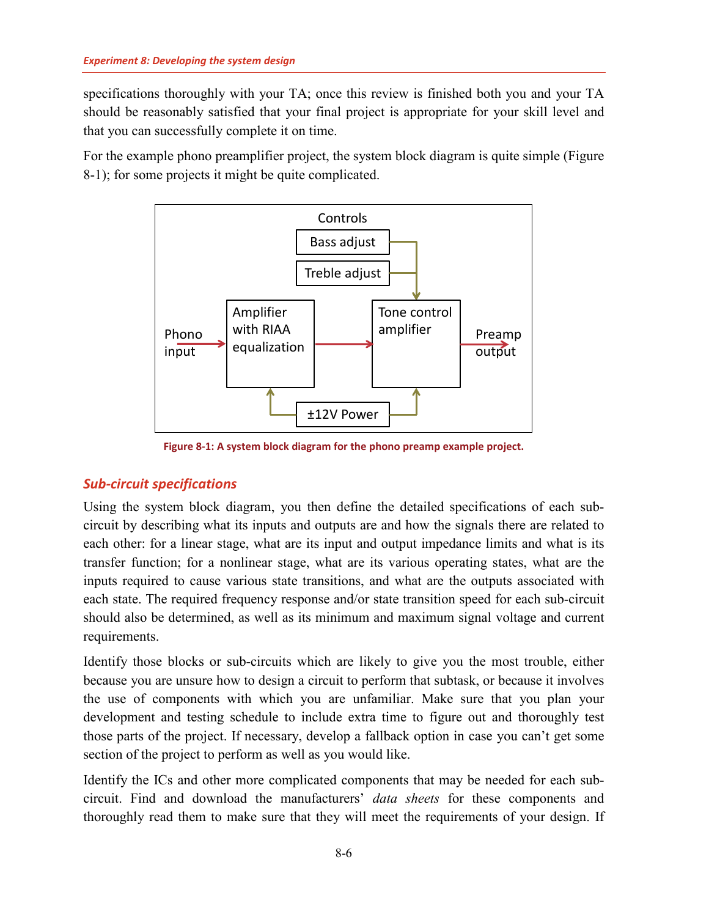specifications thoroughly with your TA; once this review is finished both you and your TA should be reasonably satisfied that your final project is appropriate for your skill level and that you can successfully complete it on time.

For the example phono preamplifier project, the system block diagram is quite simple (Figure 8-1); for some projects it might be quite complicated.

Figure 8-1: A system block diagram for the phono preamp example project.

## Sub-circuit specifications

Using the system block diagram, you then define the detailed specifications of each sub-circuit by describing what its inputs and outputs are and how the signals there are related to each other: for a linear stage, what are its input and output impedance limits and what is its transfer function; for a nonlinear stage, what are its various operating states, what are the inputs required to cause various state transitions, and what are the outputs associated with each state. The required frequency response and/or state transition speed for each sub-circuit should also be determined, as well as its minimum and maximum signal voltage and current requirements.

Identify those blocks or sub-circuits which are likely to give you the most trouble, either because you are unsure how to design a circuit to perform that subtask, or because it involves the use of components with which you are unfamiliar. Make sure that you plan your development and testing schedule to include extra time to figure out and thoroughly test those parts of the project. If necessary, develop a fallback option in case you can't get some section of the project to perform as well as you would like.

Identify the ICs and other more complicated components that may be needed for each sub-circuit. Find and download the manufacturers' *data sheets* for these components and thoroughly read them to make sure that they will meet the requirements of your design. If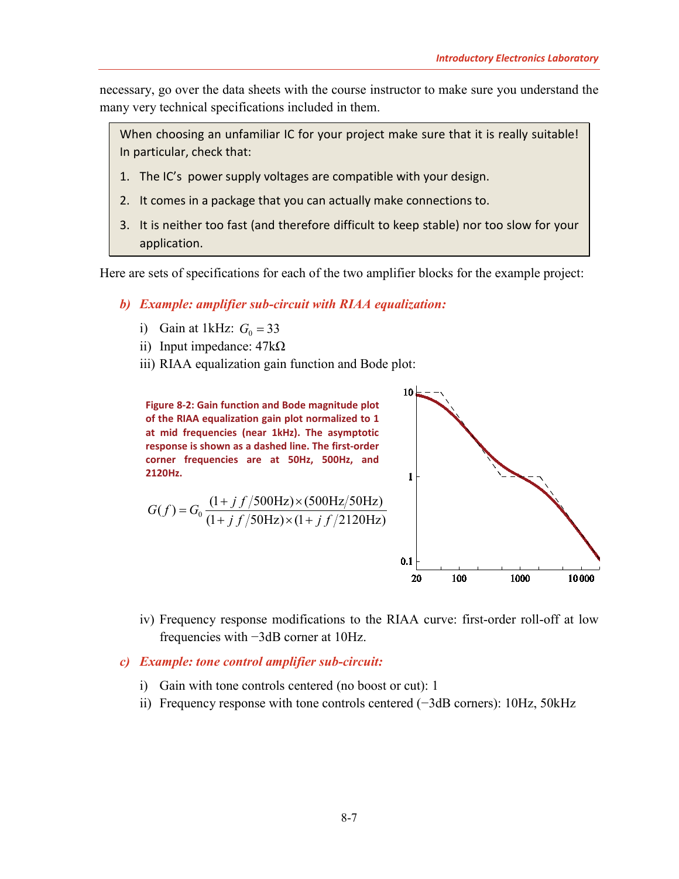necessary, go over the data sheets with the course instructor to make sure you understand the many very technical specifications included in them.

> When choosing an unfamiliar IC for your project make sure that it is really suitable! In particular, check that:
>
> 1. The IC's power supply voltages are compatible with your design.
> 2. It comes in a package that you can actually make connections to.
> 3. It is neither too fast (and therefore difficult to keep stable) nor too slow for your application.

Here are sets of specifications for each of the two amplifier blocks for the example project:

### b) *Example: amplifier sub-circuit with RIAA equalization:*

i) Gain at 1kHz: $G_0 = 33$

ii) Input impedance: 47kΩ

iii) RIAA equalization gain function and Bode plot:

**Figure 8-2: Gain function and Bode magnitude plot of the RIAA equalization gain plot normalized to 1 at mid frequencies (near 1kHz). The asymptotic response is shown as a dashed line. The first-order corner frequencies are at 50Hz, 500Hz, and 2120Hz.**

$$G(f) = G_0 \frac{(1 + j\, f/500\text{Hz}) \times (500\text{Hz}/50\text{Hz})}{(1 + j\, f/50\text{Hz}) \times (1 + j\, f/2120\text{Hz})}$$

iv) Frequency response modifications to the RIAA curve: first-order roll-off at low frequencies with −3dB corner at 10Hz.

### c) *Example: tone control amplifier sub-circuit:*

i) Gain with tone controls centered (no boost or cut): 1

ii) Frequency response with tone controls centered (−3dB corners): 10Hz, 50kHz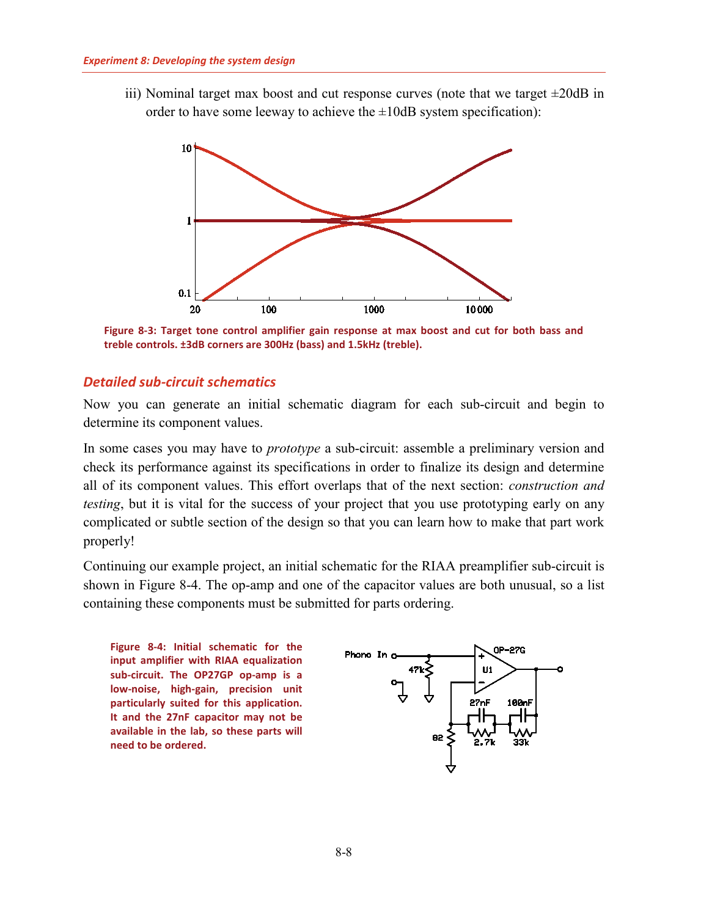iii) Nominal target max boost and cut response curves (note that we target ±20dB in order to have some leeway to achieve the ±10dB system specification):

**Figure 8-3: Target tone control amplifier gain response at max boost and cut for both bass and treble controls. ±3dB corners are 300Hz (bass) and 1.5kHz (treble).**

## *Detailed sub-circuit schematics*

Now you can generate an initial schematic diagram for each sub-circuit and begin to determine its component values.

In some cases you may have to *prototype* a sub-circuit: assemble a preliminary version and check its performance against its specifications in order to finalize its design and determine all of its component values. This effort overlaps that of the next section: *construction and testing*, but it is vital for the success of your project that you use prototyping early on any complicated or subtle section of the design so that you can learn how to make that part work properly!

Continuing our example project, an initial schematic for the RIAA preamplifier sub-circuit is shown in Figure 8-4. The op-amp and one of the capacitor values are both unusual, so a list containing these components must be submitted for parts ordering.

**Figure 8-4: Initial schematic for the input amplifier with RIAA equalization sub-circuit. The OP27GP op-amp is a low-noise, high-gain, precision unit particularly suited for this application. It and the 27nF capacitor may not be available in the lab, so these parts will need to be ordered.**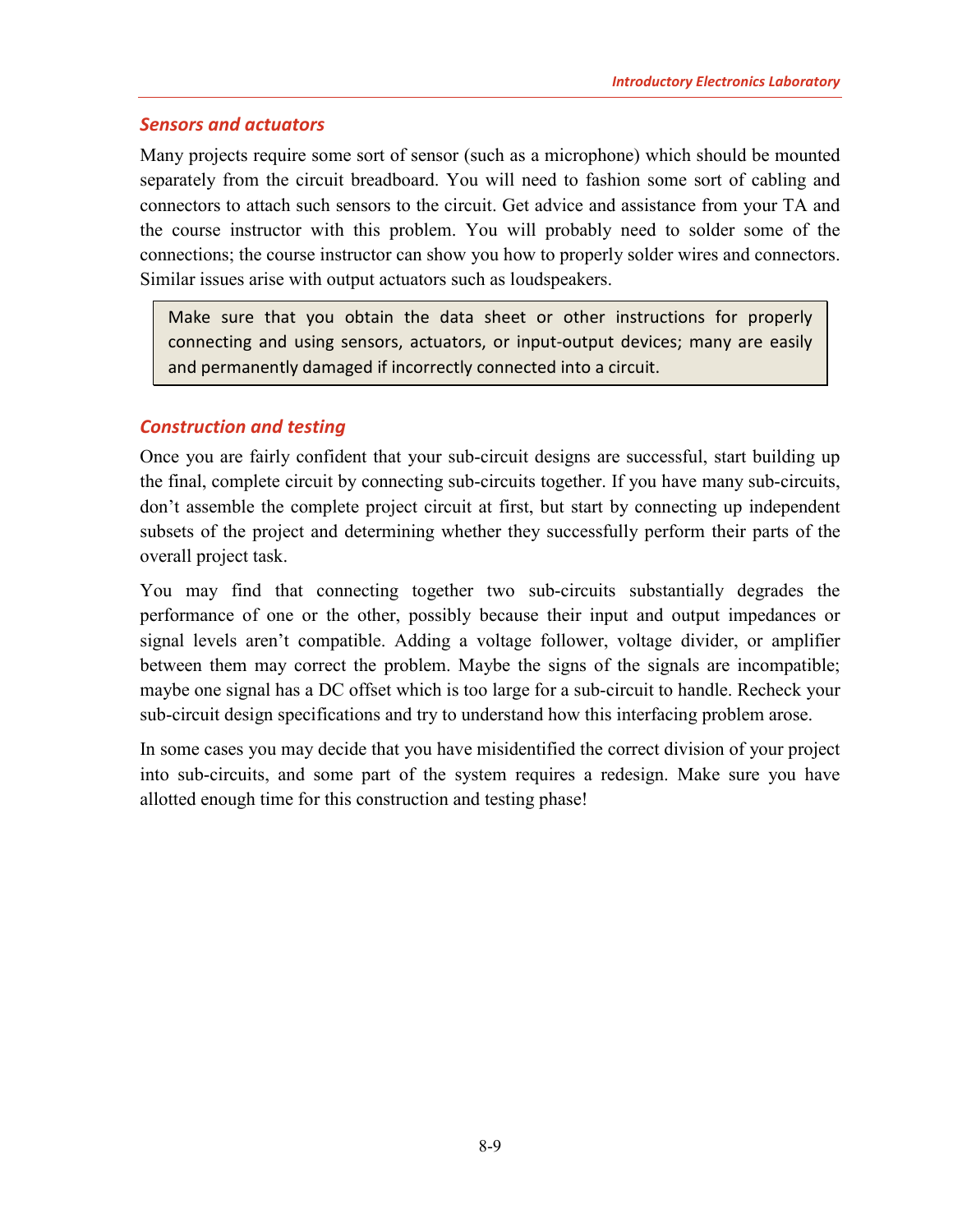### *Sensors and actuators*

Many projects require some sort of sensor (such as a microphone) which should be mounted separately from the circuit breadboard. You will need to fashion some sort of cabling and connectors to attach such sensors to the circuit. Get advice and assistance from your TA and the course instructor with this problem. You will probably need to solder some of the connections; the course instructor can show you how to properly solder wires and connectors. Similar issues arise with output actuators such as loudspeakers.

> Make sure that you obtain the data sheet or other instructions for properly connecting and using sensors, actuators, or input-output devices; many are easily and permanently damaged if incorrectly connected into a circuit.

### *Construction and testing*

Once you are fairly confident that your sub-circuit designs are successful, start building up the final, complete circuit by connecting sub-circuits together. If you have many sub-circuits, don't assemble the complete project circuit at first, but start by connecting up independent subsets of the project and determining whether they successfully perform their parts of the overall project task.

You may find that connecting together two sub-circuits substantially degrades the performance of one or the other, possibly because their input and output impedances or signal levels aren't compatible. Adding a voltage follower, voltage divider, or amplifier between them may correct the problem. Maybe the signs of the signals are incompatible; maybe one signal has a DC offset which is too large for a sub-circuit to handle. Recheck your sub-circuit design specifications and try to understand how this interfacing problem arose.

In some cases you may decide that you have misidentified the correct division of your project into sub-circuits, and some part of the system requires a redesign. Make sure you have allotted enough time for this construction and testing phase!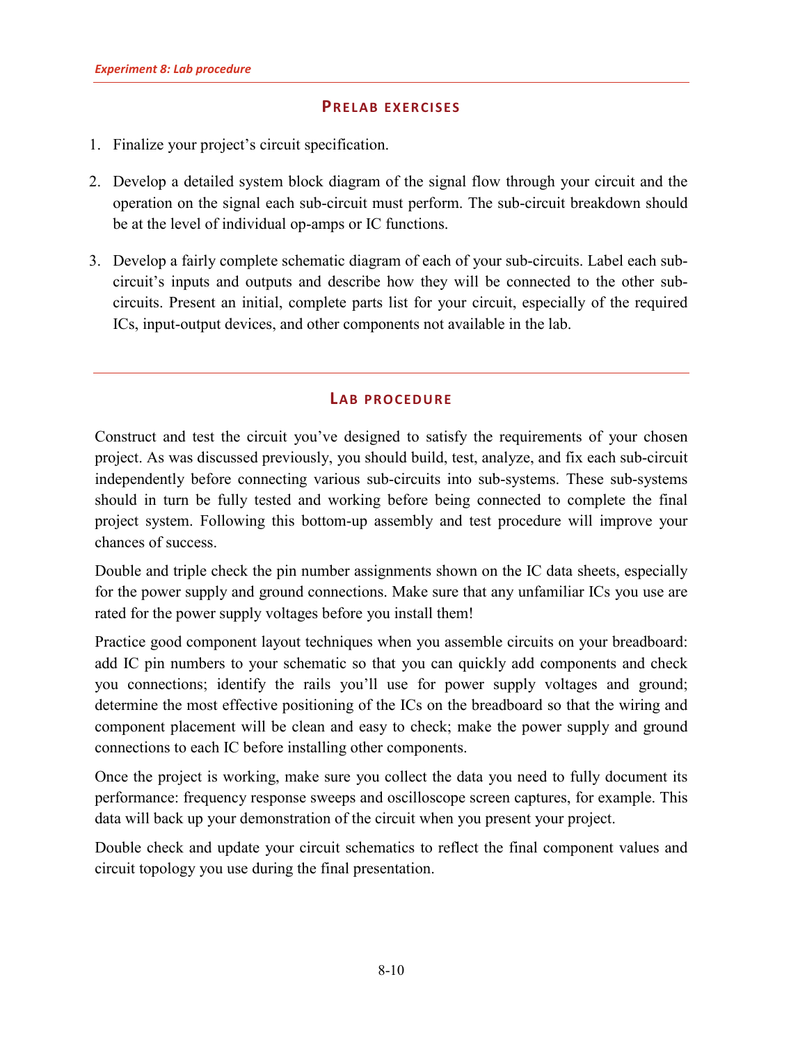## PRELAB EXERCISES

1. Finalize your project's circuit specification.

2. Develop a detailed system block diagram of the signal flow through your circuit and the operation on the signal each sub-circuit must perform. The sub-circuit breakdown should be at the level of individual op-amps or IC functions.

3. Develop a fairly complete schematic diagram of each of your sub-circuits. Label each sub-circuit's inputs and outputs and describe how they will be connected to the other sub-circuits. Present an initial, complete parts list for your circuit, especially of the required ICs, input-output devices, and other components not available in the lab.

## LAB PROCEDURE

Construct and test the circuit you've designed to satisfy the requirements of your chosen project. As was discussed previously, you should build, test, analyze, and fix each sub-circuit independently before connecting various sub-circuits into sub-systems. These sub-systems should in turn be fully tested and working before being connected to complete the final project system. Following this bottom-up assembly and test procedure will improve your chances of success.

Double and triple check the pin number assignments shown on the IC data sheets, especially for the power supply and ground connections. Make sure that any unfamiliar ICs you use are rated for the power supply voltages before you install them!

Practice good component layout techniques when you assemble circuits on your breadboard: add IC pin numbers to your schematic so that you can quickly add components and check you connections; identify the rails you'll use for power supply voltages and ground; determine the most effective positioning of the ICs on the breadboard so that the wiring and component placement will be clean and easy to check; make the power supply and ground connections to each IC before installing other components.

Once the project is working, make sure you collect the data you need to fully document its performance: frequency response sweeps and oscilloscope screen captures, for example. This data will back up your demonstration of the circuit when you present your project.

Double check and update your circuit schematics to reflect the final component values and circuit topology you use during the final presentation.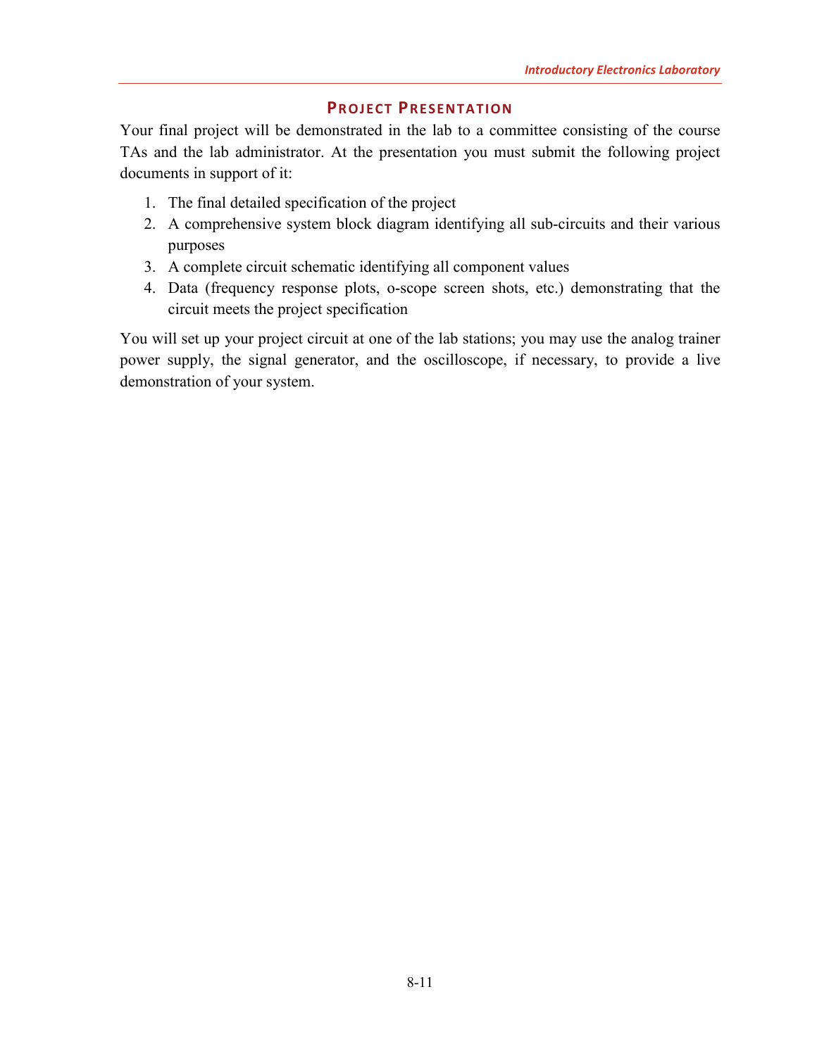## Project Presentation

Your final project will be demonstrated in the lab to a committee consisting of the course TAs and the lab administrator. At the presentation you must submit the following project documents in support of it:

1. The final detailed specification of the project
2. A comprehensive system block diagram identifying all sub-circuits and their various purposes
3. A complete circuit schematic identifying all component values
4. Data (frequency response plots, o-scope screen shots, etc.) demonstrating that the circuit meets the project specification

You will set up your project circuit at one of the lab stations; you may use the analog trainer power supply, the signal generator, and the oscilloscope, if necessary, to provide a live demonstration of your system.